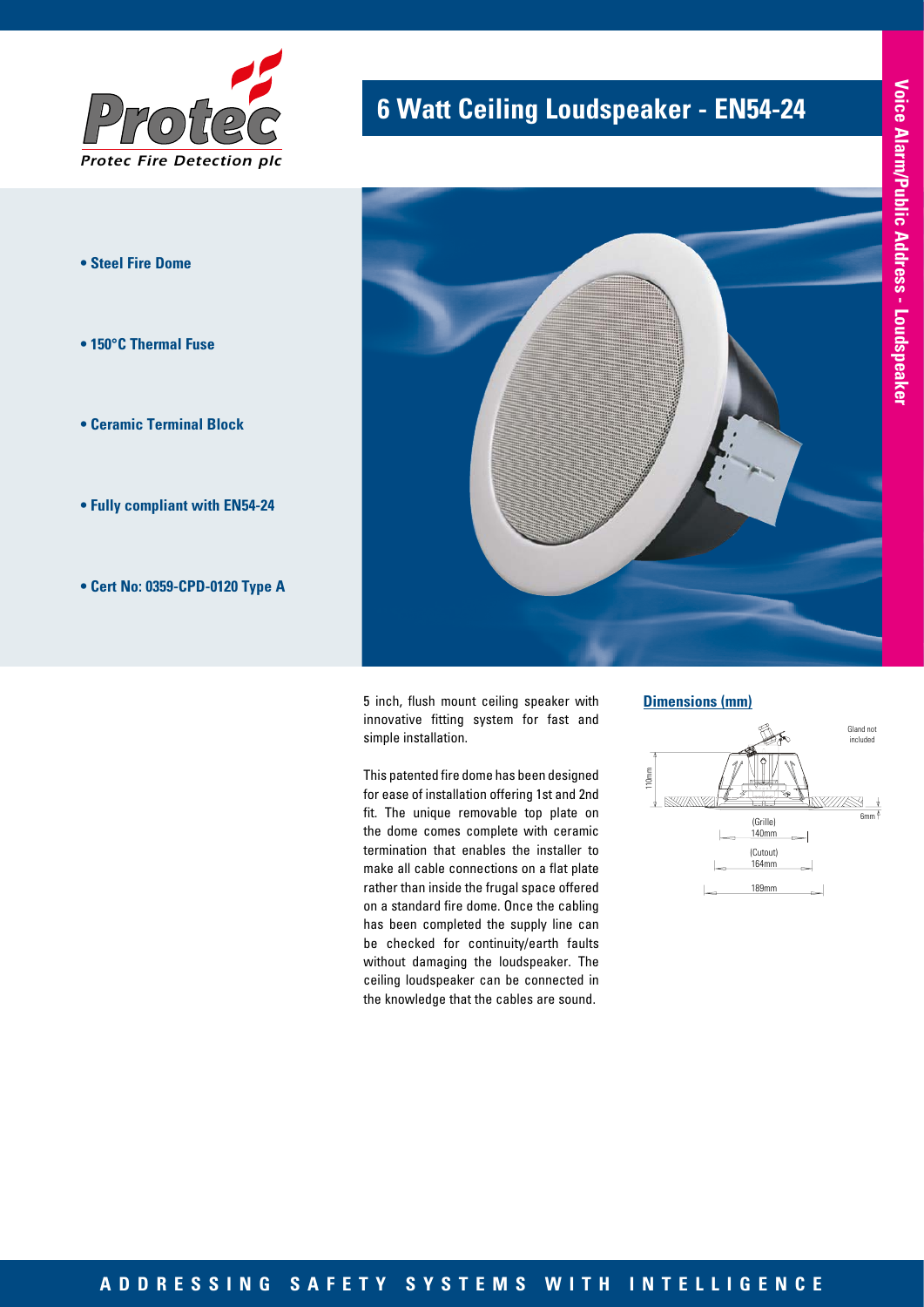# 6 Watt Ceiling Loudspeaker - EN54-24

Voice Alarm/Public Address - Loudspeaker

- **Steel Fire Dome**
- **150°C Thermal Fuse**
- **Ceramic Terminal Block**
- **Fully compliant with EN54-24**
- **Cert No: 0359-CPD-0120 Type A**

5 inch, flush mount ceiling speaker with innovative fitting system for fast and simple installation.

This patented fire dome has been designed for ease of installation offering 1st and 2nd fit. The unique removable top plate on the dome comes complete with ceramic termination that enables the installer to make all cable connections on a flat plate rather than inside the frugal space offered on a standard fire dome. Once the cabling has been completed the supply line can be checked for continuity/earth faults without damaging the loudspeaker. The ceiling loudspeaker can be connected in the knowledge that the cables are sound.

## Dimensions (mm)

Gland not included

110mm

6mm

(Grille) 140mm

(Cutout) 164mm

189mm

**ADDRESSING SAFETY SYSTEMS WITH INTELLIGENCE**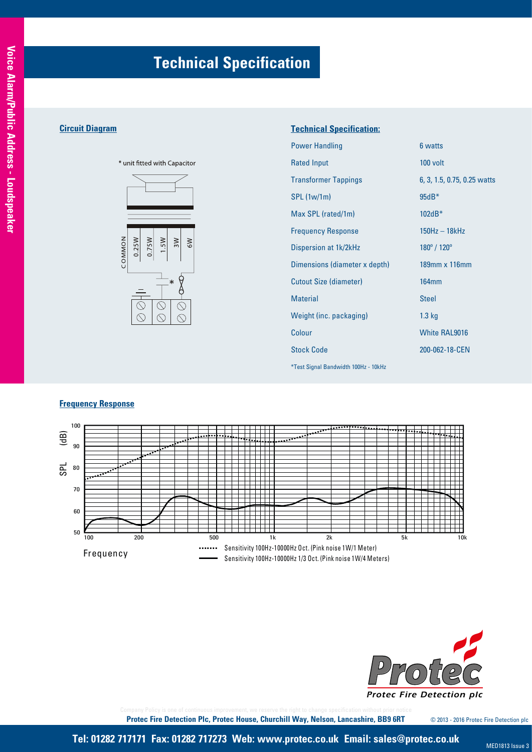Voice Alarm/Public Address - Loudspeaker

# Technical Specification

## Circuit Diagram

* unit fitted with Capacitor

COMMON 0.25W 0.75W 1.5W 3W 6W

*

## Technical Specification:

| | |
|---|---|
| Power Handling | 6 watts |
| Rated Input | 100 volt |
| Transformer Tappings | 6, 3, 1.5, 0.75, 0.25 watts |
| SPL (1w/1m) | 95dB* |
| Max SPL (rated/1m) | 102dB* |
| Frequency Response | 150Hz – 18kHz |
| Dispersion at 1k/2kHz | 180º / 120º |
| Dimensions (diameter x depth) | 189mm x 116mm |
| Cutout Size (diameter) | 164mm |
| Material | Steel |
| Weight (inc. packaging) | 1.3 kg |
| Colour | White RAL9016 |
| Stock Code | 200-062-18-CEN |

*Test Signal Bandwidth 100Hz - 10kHz

## Frequency Response

SPL (dB)

100
90
80
70
60
50

100 200 500 1k 2k 5k 10k

Frequency

Sensitivity 100Hz-10000Hz Oct. (Pink noise 1W/1 Meter)

Sensitivity 100Hz-10000Hz 1/3 Oct. (Pink noise 1W/4 Meters)

Protec

Protec Fire Detection plc

Company Policy is one of continuous improvement, we reserve the right to change specification without prior notice

**Protec Fire Detection Plc, Protec House, Churchill Way, Nelson, Lancashire, BB9 6RT**

© 2013 - 2016 Protec Fire Detection plc

**Tel: 01282 717171 Fax: 01282 717273 Web: www.protec.co.uk Email: sales@protec.co.uk**

MED1813 Issue 3